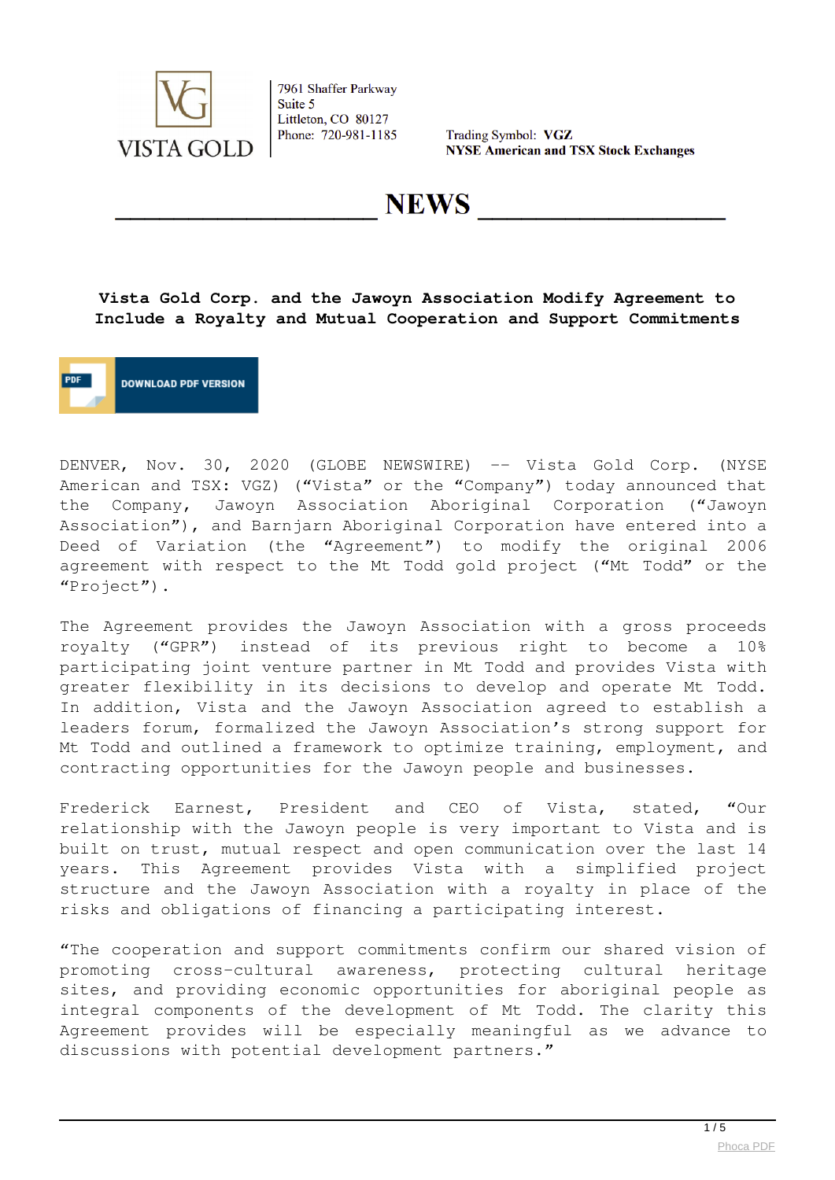VISTA GOLD

7961 Shaffer Parkway
Suite 5
Littleton, CO 80127
Phone: 720-981-1185

Trading Symbol: **VGZ**
**NYSE American and TSX Stock Exchanges**

# NEWS

## Vista Gold Corp. and the Jawoyn Association Modify Agreement to Include a Royalty and Mutual Cooperation and Support Commitments

DOWNLOAD PDF VERSION

DENVER, Nov. 30, 2020 (GLOBE NEWSWIRE) -- Vista Gold Corp. (NYSE American and TSX: VGZ) ("Vista" or the "Company") today announced that the Company, Jawoyn Association Aboriginal Corporation ("Jawoyn Association"), and Barnjarn Aboriginal Corporation have entered into a Deed of Variation (the "Agreement") to modify the original 2006 agreement with respect to the Mt Todd gold project ("Mt Todd" or the "Project").

The Agreement provides the Jawoyn Association with a gross proceeds royalty ("GPR") instead of its previous right to become a 10% participating joint venture partner in Mt Todd and provides Vista with greater flexibility in its decisions to develop and operate Mt Todd. In addition, Vista and the Jawoyn Association agreed to establish a leaders forum, formalized the Jawoyn Association's strong support for Mt Todd and outlined a framework to optimize training, employment, and contracting opportunities for the Jawoyn people and businesses.

Frederick Earnest, President and CEO of Vista, stated, "Our relationship with the Jawoyn people is very important to Vista and is built on trust, mutual respect and open communication over the last 14 years. This Agreement provides Vista with a simplified project structure and the Jawoyn Association with a royalty in place of the risks and obligations of financing a participating interest.

"The cooperation and support commitments confirm our shared vision of promoting cross-cultural awareness, protecting cultural heritage sites, and providing economic opportunities for aboriginal people as integral components of the development of Mt Todd. The clarity this Agreement provides will be especially meaningful as we advance to discussions with potential development partners."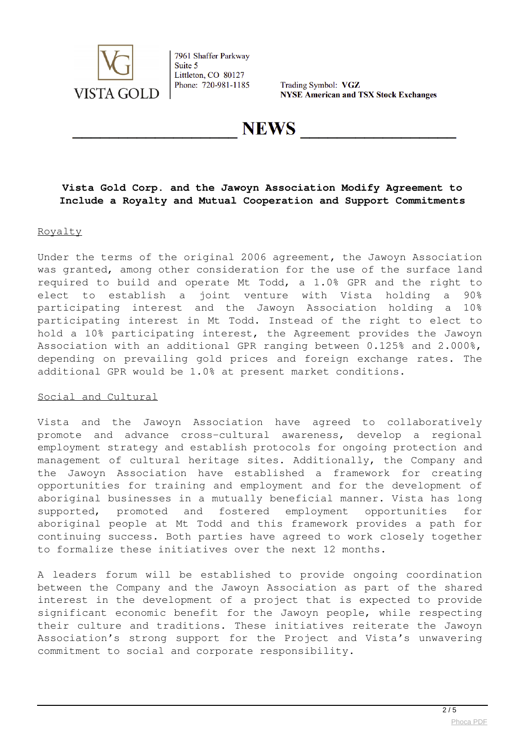7961 Shaffer Parkway
Suite 5
Littleton, CO 80127
Phone: 720-981-1185

Trading Symbol: **VGZ**
**NYSE American and TSX Stock Exchanges**

# NEWS

**Vista Gold Corp. and the Jawoyn Association Modify Agreement to Include a Royalty and Mutual Cooperation and Support Commitments**

## Royalty

Under the terms of the original 2006 agreement, the Jawoyn Association was granted, among other consideration for the use of the surface land required to build and operate Mt Todd, a 1.0% GPR and the right to elect to establish a joint venture with Vista holding a 90% participating interest and the Jawoyn Association holding a 10% participating interest in Mt Todd. Instead of the right to elect to hold a 10% participating interest, the Agreement provides the Jawoyn Association with an additional GPR ranging between 0.125% and 2.000%, depending on prevailing gold prices and foreign exchange rates. The additional GPR would be 1.0% at present market conditions.

## Social and Cultural

Vista and the Jawoyn Association have agreed to collaboratively promote and advance cross-cultural awareness, develop a regional employment strategy and establish protocols for ongoing protection and management of cultural heritage sites. Additionally, the Company and the Jawoyn Association have established a framework for creating opportunities for training and employment and for the development of aboriginal businesses in a mutually beneficial manner. Vista has long supported, promoted and fostered employment opportunities for aboriginal people at Mt Todd and this framework provides a path for continuing success. Both parties have agreed to work closely together to formalize these initiatives over the next 12 months.

A leaders forum will be established to provide ongoing coordination between the Company and the Jawoyn Association as part of the shared interest in the development of a project that is expected to provide significant economic benefit for the Jawoyn people, while respecting their culture and traditions. These initiatives reiterate the Jawoyn Association's strong support for the Project and Vista's unwavering commitment to social and corporate responsibility.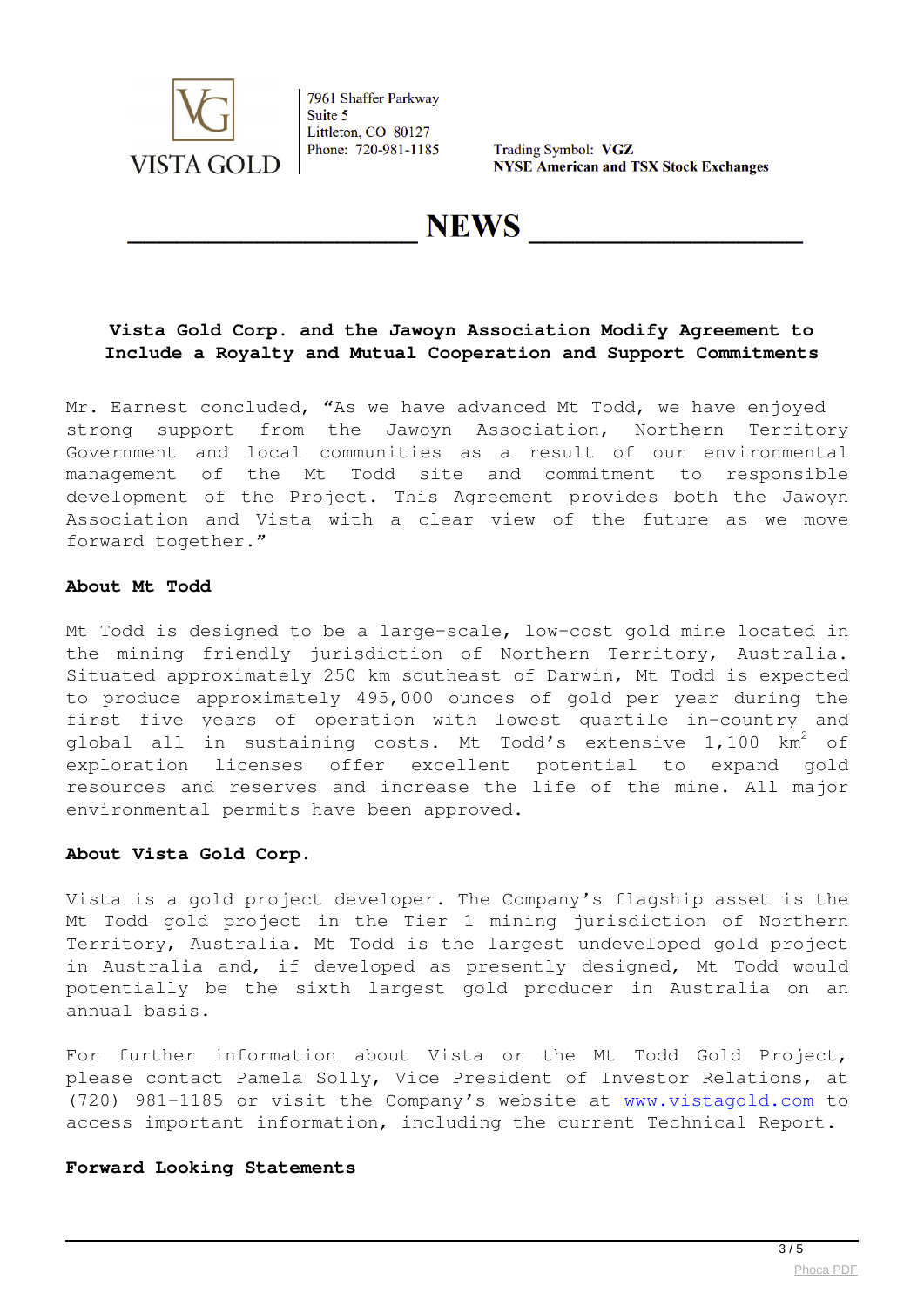VISTA GOLD

7961 Shaffer Parkway
Suite 5
Littleton, CO 80127
Phone: 720-981-1185

Trading Symbol: **VGZ**
**NYSE American and TSX Stock Exchanges**

# NEWS

**Vista Gold Corp. and the Jawoyn Association Modify Agreement to Include a Royalty and Mutual Cooperation and Support Commitments**

Mr. Earnest concluded, “As we have advanced Mt Todd, we have enjoyed strong support from the Jawoyn Association, Northern Territory Government and local communities as a result of our environmental management of the Mt Todd site and commitment to responsible development of the Project. This Agreement provides both the Jawoyn Association and Vista with a clear view of the future as we move forward together.”

**About Mt Todd**

Mt Todd is designed to be a large-scale, low-cost gold mine located in the mining friendly jurisdiction of Northern Territory, Australia. Situated approximately 250 km southeast of Darwin, Mt Todd is expected to produce approximately 495,000 ounces of gold per year during the first five years of operation with lowest quartile in-country and global all in sustaining costs. Mt Todd’s extensive 1,100 $km^2$ of exploration licenses offer excellent potential to expand gold resources and reserves and increase the life of the mine. All major environmental permits have been approved.

**About Vista Gold Corp.**

Vista is a gold project developer. The Company’s flagship asset is the Mt Todd gold project in the Tier 1 mining jurisdiction of Northern Territory, Australia. Mt Todd is the largest undeveloped gold project in Australia and, if developed as presently designed, Mt Todd would potentially be the sixth largest gold producer in Australia on an annual basis.

For further information about Vista or the Mt Todd Gold Project, please contact Pamela Solly, Vice President of Investor Relations, at (720) 981-1185 or visit the Company’s website at www.vistagold.com to access important information, including the current Technical Report.

**Forward Looking Statements**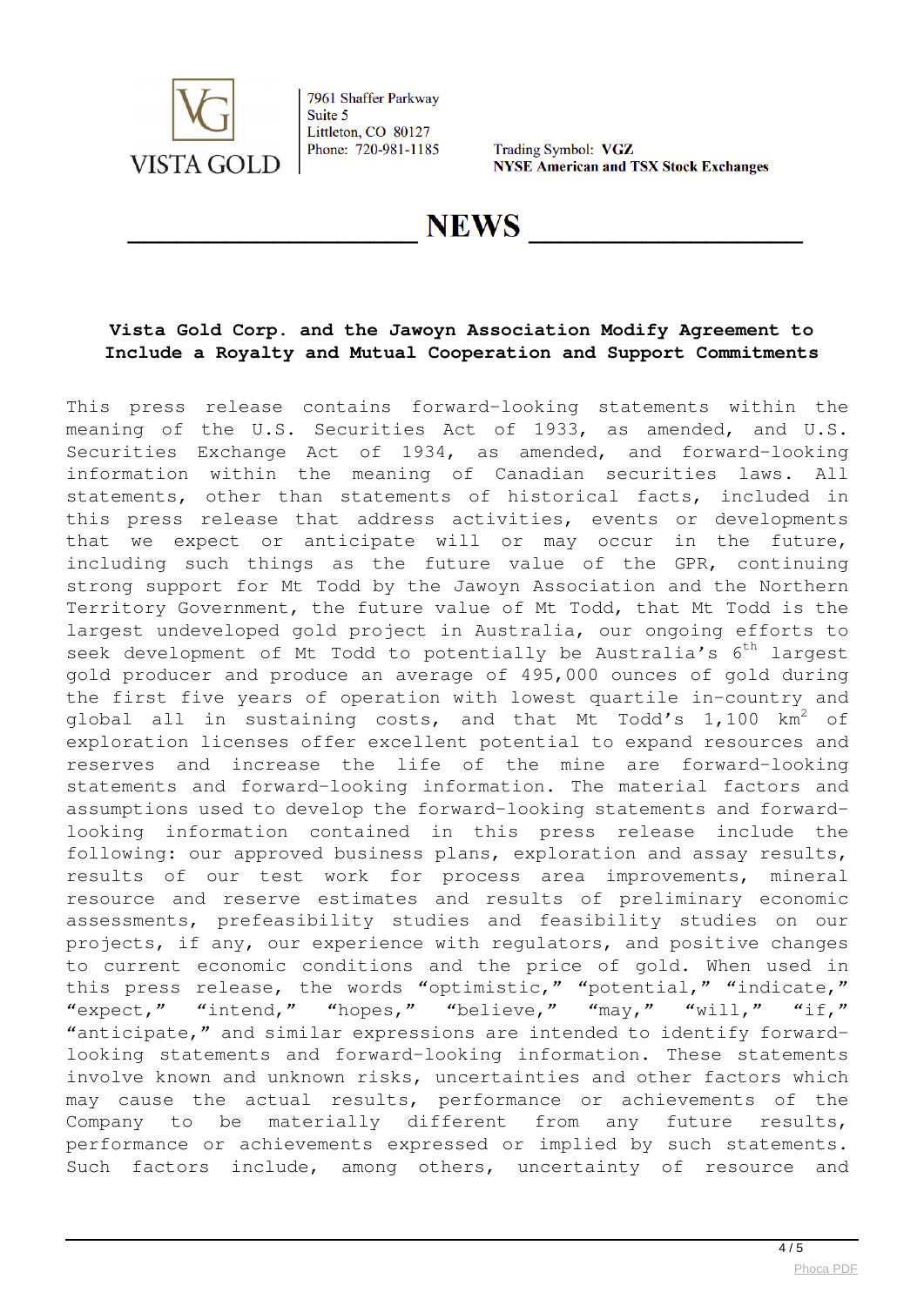7961 Shaffer Parkway
Suite 5
Littleton, CO 80127
Phone: 720-981-1185

Trading Symbol: **VGZ**
**NYSE American and TSX Stock Exchanges**

# NEWS

**Vista Gold Corp. and the Jawoyn Association Modify Agreement to Include a Royalty and Mutual Cooperation and Support Commitments**

This press release contains forward-looking statements within the meaning of the U.S. Securities Act of 1933, as amended, and U.S. Securities Exchange Act of 1934, as amended, and forward-looking information within the meaning of Canadian securities laws. All statements, other than statements of historical facts, included in this press release that address activities, events or developments that we expect or anticipate will or may occur in the future, including such things as the future value of the GPR, continuing strong support for Mt Todd by the Jawoyn Association and the Northern Territory Government, the future value of Mt Todd, that Mt Todd is the largest undeveloped gold project in Australia, our ongoing efforts to seek development of Mt Todd to potentially be Australia's 6th largest gold producer and produce an average of 495,000 ounces of gold during the first five years of operation with lowest quartile in-country and global all in sustaining costs, and that Mt Todd's 1,100 $km^2$ of exploration licenses offer excellent potential to expand resources and reserves and increase the life of the mine are forward-looking statements and forward-looking information. The material factors and assumptions used to develop the forward-looking statements and forward-looking information contained in this press release include the following: our approved business plans, exploration and assay results, results of our test work for process area improvements, mineral resource and reserve estimates and results of preliminary economic assessments, prefeasibility studies and feasibility studies on our projects, if any, our experience with regulators, and positive changes to current economic conditions and the price of gold. When used in this press release, the words "optimistic," "potential," "indicate," "expect," "intend," "hopes," "believe," "may," "will," "if," "anticipate," and similar expressions are intended to identify forward-looking statements and forward-looking information. These statements involve known and unknown risks, uncertainties and other factors which may cause the actual results, performance or achievements of the Company to be materially different from any future results, performance or achievements expressed or implied by such statements. Such factors include, among others, uncertainty of resource and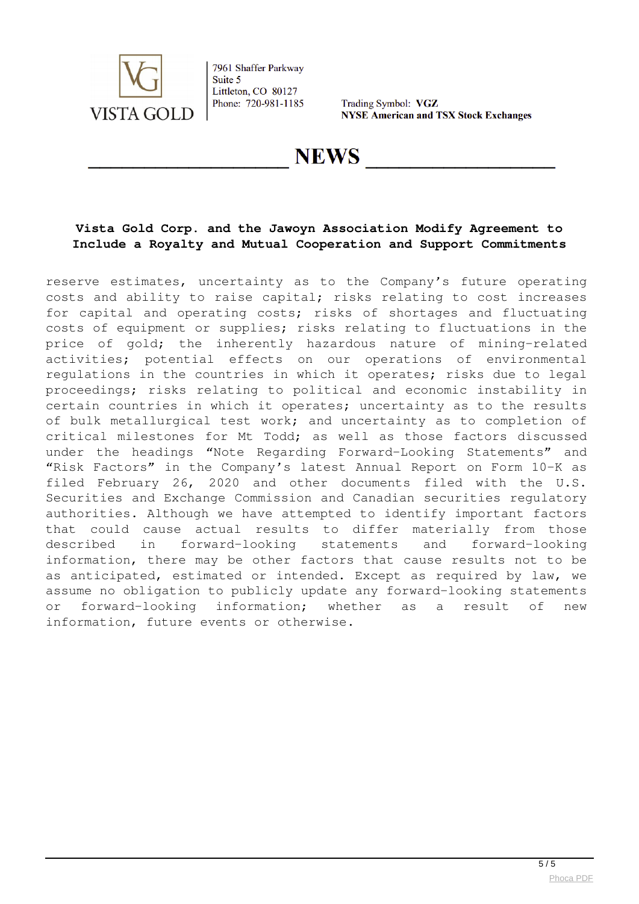Vista Gold Corp. and the Jawoyn Association Modify Agreement to Include a Royalty and Mutual Cooperation and Support Commitments

reserve estimates, uncertainty as to the Company's future operating costs and ability to raise capital; risks relating to cost increases for capital and operating costs; risks of shortages and fluctuating costs of equipment or supplies; risks relating to fluctuations in the price of gold; the inherently hazardous nature of mining-related activities; potential effects on our operations of environmental regulations in the countries in which it operates; risks due to legal proceedings; risks relating to political and economic instability in certain countries in which it operates; uncertainty as to the results of bulk metallurgical test work; and uncertainty as to completion of critical milestones for Mt Todd; as well as those factors discussed under the headings "Note Regarding Forward-Looking Statements" and "Risk Factors" in the Company's latest Annual Report on Form 10-K as filed February 26, 2020 and other documents filed with the U.S. Securities and Exchange Commission and Canadian securities regulatory authorities. Although we have attempted to identify important factors that could cause actual results to differ materially from those described in forward-looking statements and forward-looking information, there may be other factors that cause results not to be as anticipated, estimated or intended. Except as required by law, we assume no obligation to publicly update any forward-looking statements or forward-looking information; whether as a result of new information, future events or otherwise.